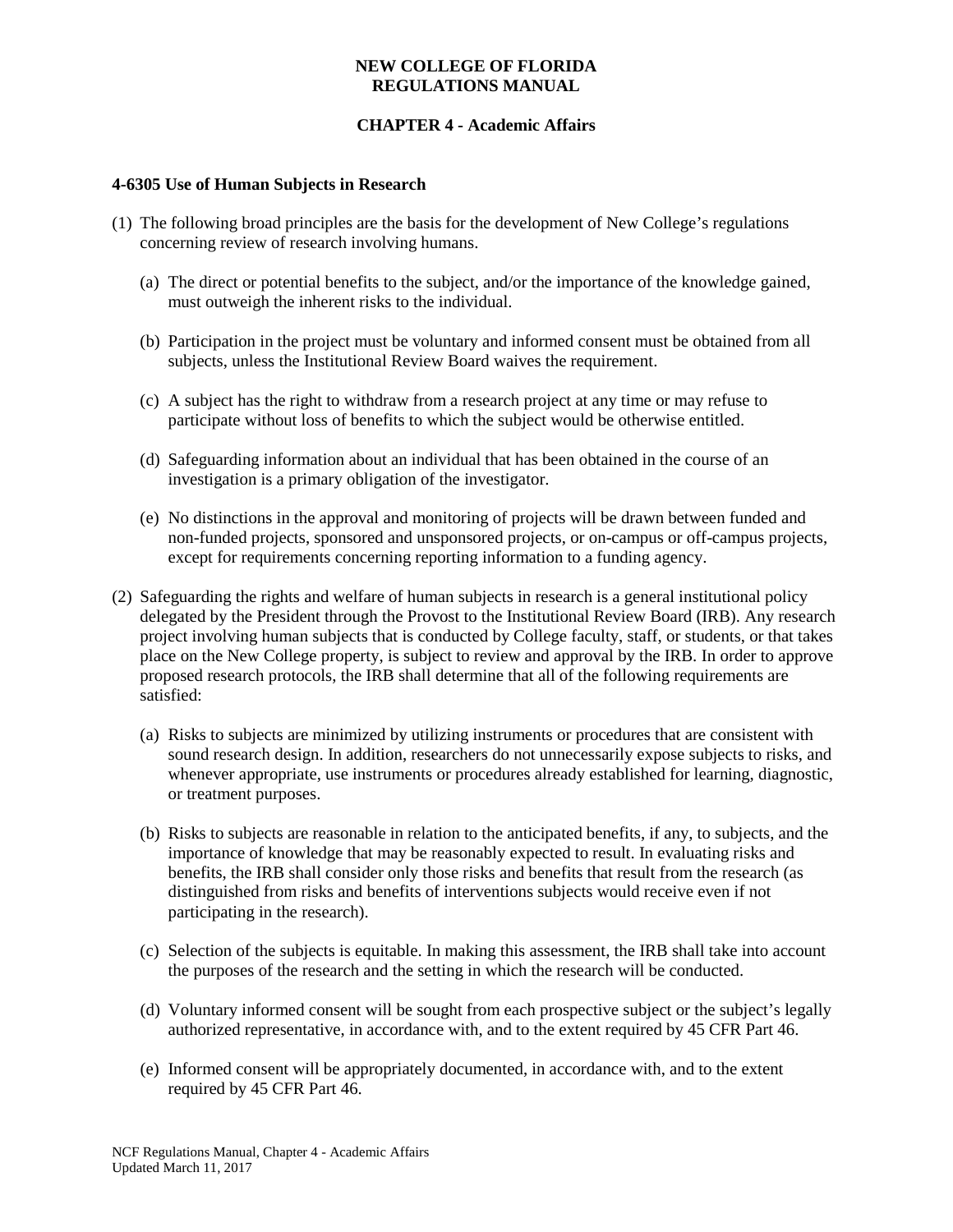# NEW COLLEGE OF FLORIDA
# REGULATIONS MANUAL

## CHAPTER 4 - Academic Affairs

### 4-6305 Use of Human Subjects in Research

(1) The following broad principles are the basis for the development of New College's regulations concerning review of research involving humans.

(a) The direct or potential benefits to the subject, and/or the importance of the knowledge gained, must outweigh the inherent risks to the individual.

(b) Participation in the project must be voluntary and informed consent must be obtained from all subjects, unless the Institutional Review Board waives the requirement.

(c) A subject has the right to withdraw from a research project at any time or may refuse to participate without loss of benefits to which the subject would be otherwise entitled.

(d) Safeguarding information about an individual that has been obtained in the course of an investigation is a primary obligation of the investigator.

(e) No distinctions in the approval and monitoring of projects will be drawn between funded and non-funded projects, sponsored and unsponsored projects, or on-campus or off-campus projects, except for requirements concerning reporting information to a funding agency.

(2) Safeguarding the rights and welfare of human subjects in research is a general institutional policy delegated by the President through the Provost to the Institutional Review Board (IRB). Any research project involving human subjects that is conducted by College faculty, staff, or students, or that takes place on the New College property, is subject to review and approval by the IRB. In order to approve proposed research protocols, the IRB shall determine that all of the following requirements are satisfied:

(a) Risks to subjects are minimized by utilizing instruments or procedures that are consistent with sound research design. In addition, researchers do not unnecessarily expose subjects to risks, and whenever appropriate, use instruments or procedures already established for learning, diagnostic, or treatment purposes.

(b) Risks to subjects are reasonable in relation to the anticipated benefits, if any, to subjects, and the importance of knowledge that may be reasonably expected to result. In evaluating risks and benefits, the IRB shall consider only those risks and benefits that result from the research (as distinguished from risks and benefits of interventions subjects would receive even if not participating in the research).

(c) Selection of the subjects is equitable. In making this assessment, the IRB shall take into account the purposes of the research and the setting in which the research will be conducted.

(d) Voluntary informed consent will be sought from each prospective subject or the subject's legally authorized representative, in accordance with, and to the extent required by 45 CFR Part 46.

(e) Informed consent will be appropriately documented, in accordance with, and to the extent required by 45 CFR Part 46.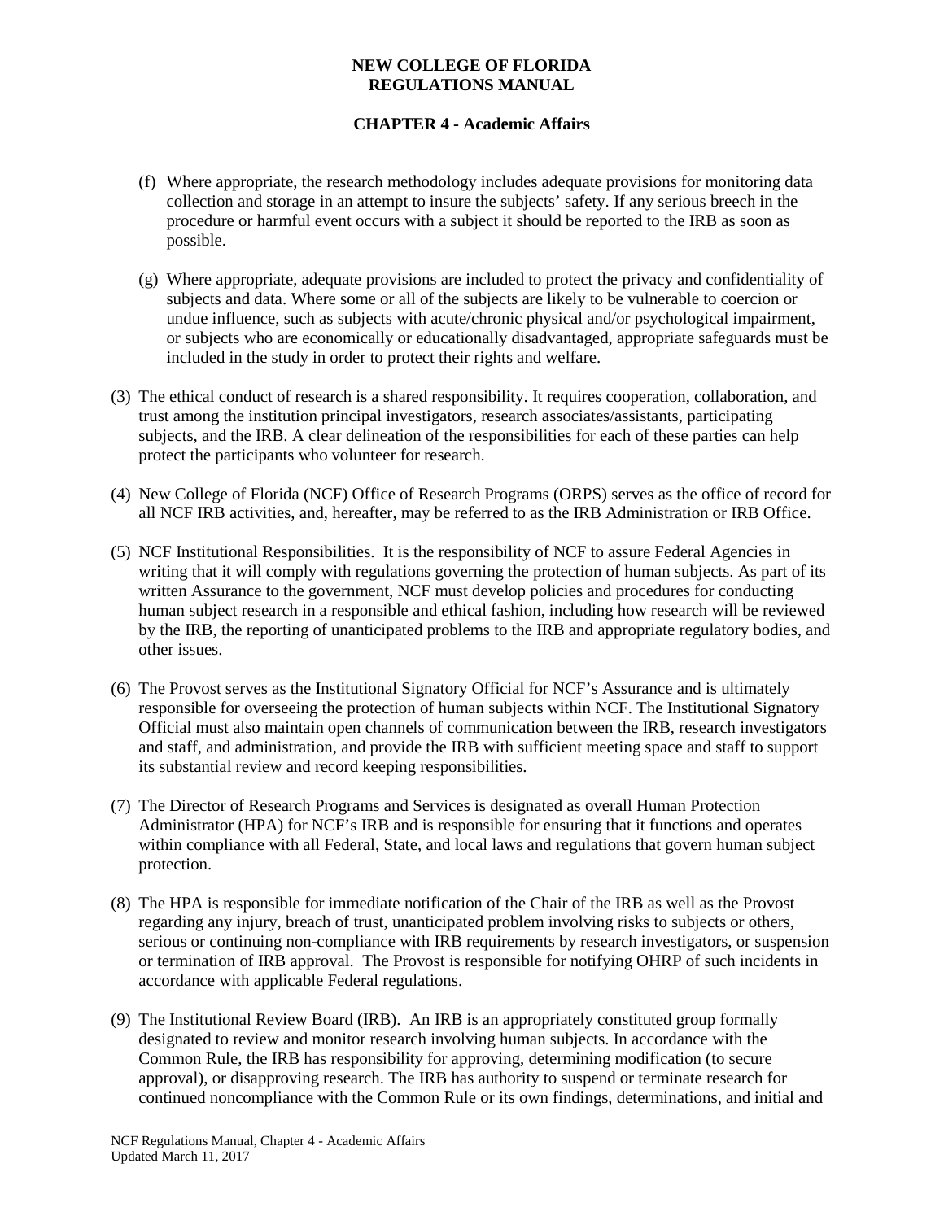(f) Where appropriate, the research methodology includes adequate provisions for monitoring data collection and storage in an attempt to insure the subjects' safety. If any serious breech in the procedure or harmful event occurs with a subject it should be reported to the IRB as soon as possible.

(g) Where appropriate, adequate provisions are included to protect the privacy and confidentiality of subjects and data. Where some or all of the subjects are likely to be vulnerable to coercion or undue influence, such as subjects with acute/chronic physical and/or psychological impairment, or subjects who are economically or educationally disadvantaged, appropriate safeguards must be included in the study in order to protect their rights and welfare.

(3) The ethical conduct of research is a shared responsibility. It requires cooperation, collaboration, and trust among the institution principal investigators, research associates/assistants, participating subjects, and the IRB. A clear delineation of the responsibilities for each of these parties can help protect the participants who volunteer for research.

(4) New College of Florida (NCF) Office of Research Programs (ORPS) serves as the office of record for all NCF IRB activities, and, hereafter, may be referred to as the IRB Administration or IRB Office.

(5) NCF Institutional Responsibilities. It is the responsibility of NCF to assure Federal Agencies in writing that it will comply with regulations governing the protection of human subjects. As part of its written Assurance to the government, NCF must develop policies and procedures for conducting human subject research in a responsible and ethical fashion, including how research will be reviewed by the IRB, the reporting of unanticipated problems to the IRB and appropriate regulatory bodies, and other issues.

(6) The Provost serves as the Institutional Signatory Official for NCF's Assurance and is ultimately responsible for overseeing the protection of human subjects within NCF. The Institutional Signatory Official must also maintain open channels of communication between the IRB, research investigators and staff, and administration, and provide the IRB with sufficient meeting space and staff to support its substantial review and record keeping responsibilities.

(7) The Director of Research Programs and Services is designated as overall Human Protection Administrator (HPA) for NCF's IRB and is responsible for ensuring that it functions and operates within compliance with all Federal, State, and local laws and regulations that govern human subject protection.

(8) The HPA is responsible for immediate notification of the Chair of the IRB as well as the Provost regarding any injury, breach of trust, unanticipated problem involving risks to subjects or others, serious or continuing non-compliance with IRB requirements by research investigators, or suspension or termination of IRB approval. The Provost is responsible for notifying OHRP of such incidents in accordance with applicable Federal regulations.

(9) The Institutional Review Board (IRB). An IRB is an appropriately constituted group formally designated to review and monitor research involving human subjects. In accordance with the Common Rule, the IRB has responsibility for approving, determining modification (to secure approval), or disapproving research. The IRB has authority to suspend or terminate research for continued noncompliance with the Common Rule or its own findings, determinations, and initial and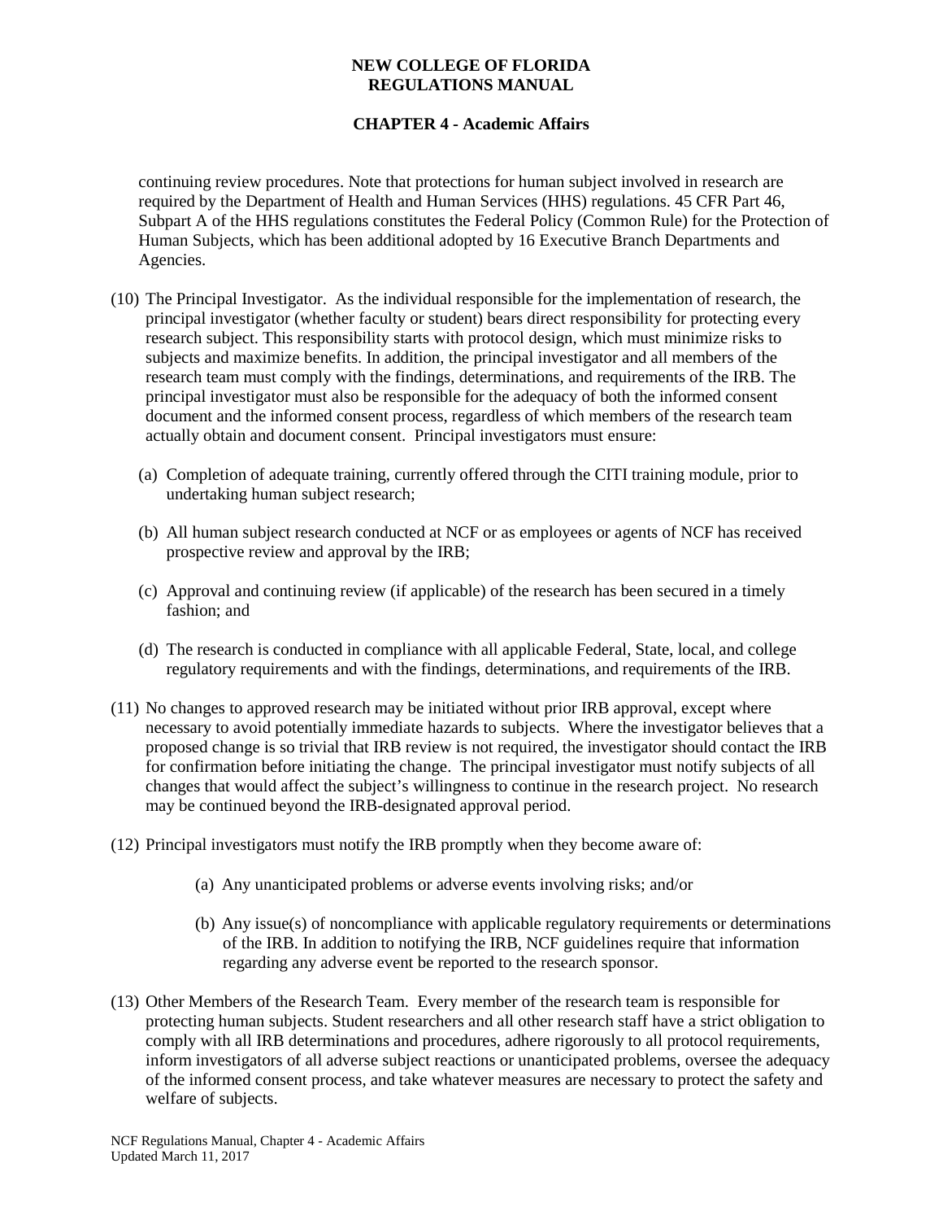continuing review procedures. Note that protections for human subject involved in research are required by the Department of Health and Human Services (HHS) regulations. 45 CFR Part 46, Subpart A of the HHS regulations constitutes the Federal Policy (Common Rule) for the Protection of Human Subjects, which has been additional adopted by 16 Executive Branch Departments and Agencies.

(10) The Principal Investigator. As the individual responsible for the implementation of research, the principal investigator (whether faculty or student) bears direct responsibility for protecting every research subject. This responsibility starts with protocol design, which must minimize risks to subjects and maximize benefits. In addition, the principal investigator and all members of the research team must comply with the findings, determinations, and requirements of the IRB. The principal investigator must also be responsible for the adequacy of both the informed consent document and the informed consent process, regardless of which members of the research team actually obtain and document consent. Principal investigators must ensure:

(a) Completion of adequate training, currently offered through the CITI training module, prior to undertaking human subject research;

(b) All human subject research conducted at NCF or as employees or agents of NCF has received prospective review and approval by the IRB;

(c) Approval and continuing review (if applicable) of the research has been secured in a timely fashion; and

(d) The research is conducted in compliance with all applicable Federal, State, local, and college regulatory requirements and with the findings, determinations, and requirements of the IRB.

(11) No changes to approved research may be initiated without prior IRB approval, except where necessary to avoid potentially immediate hazards to subjects. Where the investigator believes that a proposed change is so trivial that IRB review is not required, the investigator should contact the IRB for confirmation before initiating the change. The principal investigator must notify subjects of all changes that would affect the subject's willingness to continue in the research project. No research may be continued beyond the IRB-designated approval period.

(12) Principal investigators must notify the IRB promptly when they become aware of:

(a) Any unanticipated problems or adverse events involving risks; and/or

(b) Any issue(s) of noncompliance with applicable regulatory requirements or determinations of the IRB. In addition to notifying the IRB, NCF guidelines require that information regarding any adverse event be reported to the research sponsor.

(13) Other Members of the Research Team. Every member of the research team is responsible for protecting human subjects. Student researchers and all other research staff have a strict obligation to comply with all IRB determinations and procedures, adhere rigorously to all protocol requirements, inform investigators of all adverse subject reactions or unanticipated problems, oversee the adequacy of the informed consent process, and take whatever measures are necessary to protect the safety and welfare of subjects.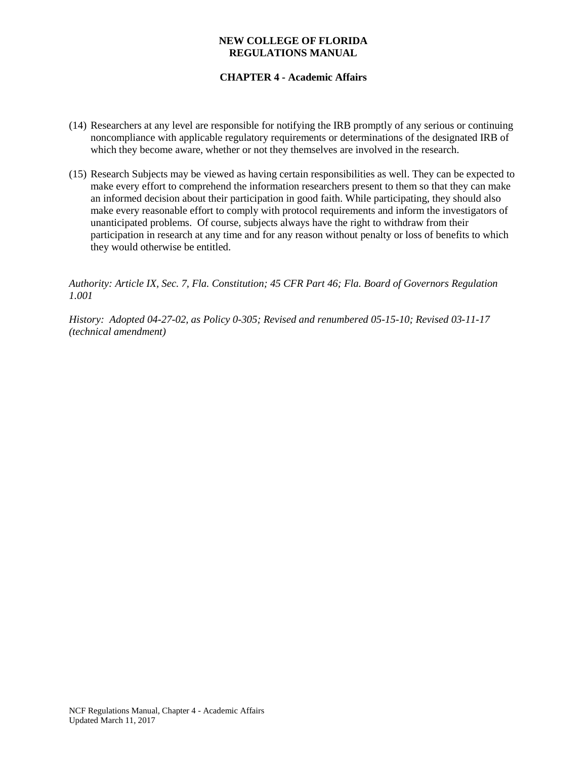(14) Researchers at any level are responsible for notifying the IRB promptly of any serious or continuing noncompliance with applicable regulatory requirements or determinations of the designated IRB of which they become aware, whether or not they themselves are involved in the research.

(15) Research Subjects may be viewed as having certain responsibilities as well. They can be expected to make every effort to comprehend the information researchers present to them so that they can make an informed decision about their participation in good faith. While participating, they should also make every reasonable effort to comply with protocol requirements and inform the investigators of unanticipated problems. Of course, subjects always have the right to withdraw from their participation in research at any time and for any reason without penalty or loss of benefits to which they would otherwise be entitled.

*Authority: Article IX, Sec. 7, Fla. Constitution; 45 CFR Part 46; Fla. Board of Governors Regulation 1.001*

*History: Adopted 04-27-02, as Policy 0-305; Revised and renumbered 05-15-10; Revised 03-11-17 (technical amendment)*